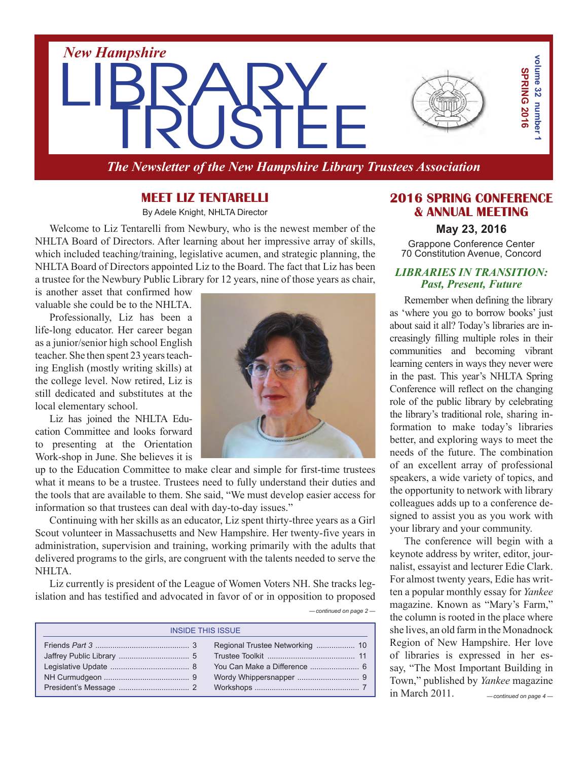# *New Hampshire* LIBRARY TRUSTEE

volume 32 number 1
SPRING 2016

*The Newsletter of the New Hampshire Library Trustees Association*

## MEET LIZ TENTARELLI

By Adele Knight, NHLTA Director

Welcome to Liz Tentarelli from Newbury, who is the newest member of the NHLTA Board of Directors. After learning about her impressive array of skills, which included teaching/training, legislative acumen, and strategic planning, the NHLTA Board of Directors appointed Liz to the Board. The fact that Liz has been a trustee for the Newbury Public Library for 12 years, nine of those years as chair, is another asset that confirmed how valuable she could be to the NHLTA.

Professionally, Liz has been a life-long educator. Her career began as a junior/senior high school English teacher. She then spent 23 years teaching English (mostly writing skills) at the college level. Now retired, Liz is still dedicated and substitutes at the local elementary school.

Liz has joined the NHLTA Education Committee and looks forward to presenting at the Orientation Work-shop in June. She believes it is up to the Education Committee to make clear and simple for first-time trustees what it means to be a trustee. Trustees need to fully understand their duties and the tools that are available to them. She said, "We must develop easier access for information so that trustees can deal with day-to-day issues."

Continuing with her skills as an educator, Liz spent thirty-three years as a Girl Scout volunteer in Massachusetts and New Hampshire. Her twenty-five years in administration, supervision and training, working primarily with the adults that delivered programs to the girls, are congruent with the talents needed to serve the NHLTA.

Liz currently is president of the League of Women Voters NH. She tracks legislation and has testified and advocated in favor of or in opposition to proposed

*— continued on page 2 —*

| INSIDE THIS ISSUE | | | |
|---|---|---|---|
| Friends *Part 3* | 3 | Regional Trustee Networking | 10 |
| Jaffrey Public Library | 5 | Trustee Toolkit | 11 |
| Legislative Update | 8 | You Can Make a Difference | 6 |
| NH Curmudgeon | 9 | Wordy Whippersnapper | 9 |
| President's Message | 2 | Workshops | 7 |

## 2016 SPRING CONFERENCE & ANNUAL MEETING

**May 23, 2016**

Grappone Conference Center
70 Constitution Avenue, Concord

### *LIBRARIES IN TRANSITION: Past, Present, Future*

Remember when defining the library as 'where you go to borrow books' just about said it all? Today's libraries are increasingly filling multiple roles in their communities and becoming vibrant learning centers in ways they never were in the past. This year's NHLTA Spring Conference will reflect on the changing role of the public library by celebrating the library's traditional role, sharing information to make today's libraries better, and exploring ways to meet the needs of the future. The combination of an excellent array of professional speakers, a wide variety of topics, and the opportunity to network with library colleagues adds up to a conference designed to assist you as you work with your library and your community.

The conference will begin with a keynote address by writer, editor, journalist, essayist and lecturer Edie Clark. For almost twenty years, Edie has written a popular monthly essay for *Yankee* magazine. Known as "Mary's Farm," the column is rooted in the place where she lives, an old farm in the Monadnock Region of New Hampshire. Her love of libraries is expressed in her essay, "The Most Important Building in Town," published by *Yankee* magazine in March 2011.

*— continued on page 4 —*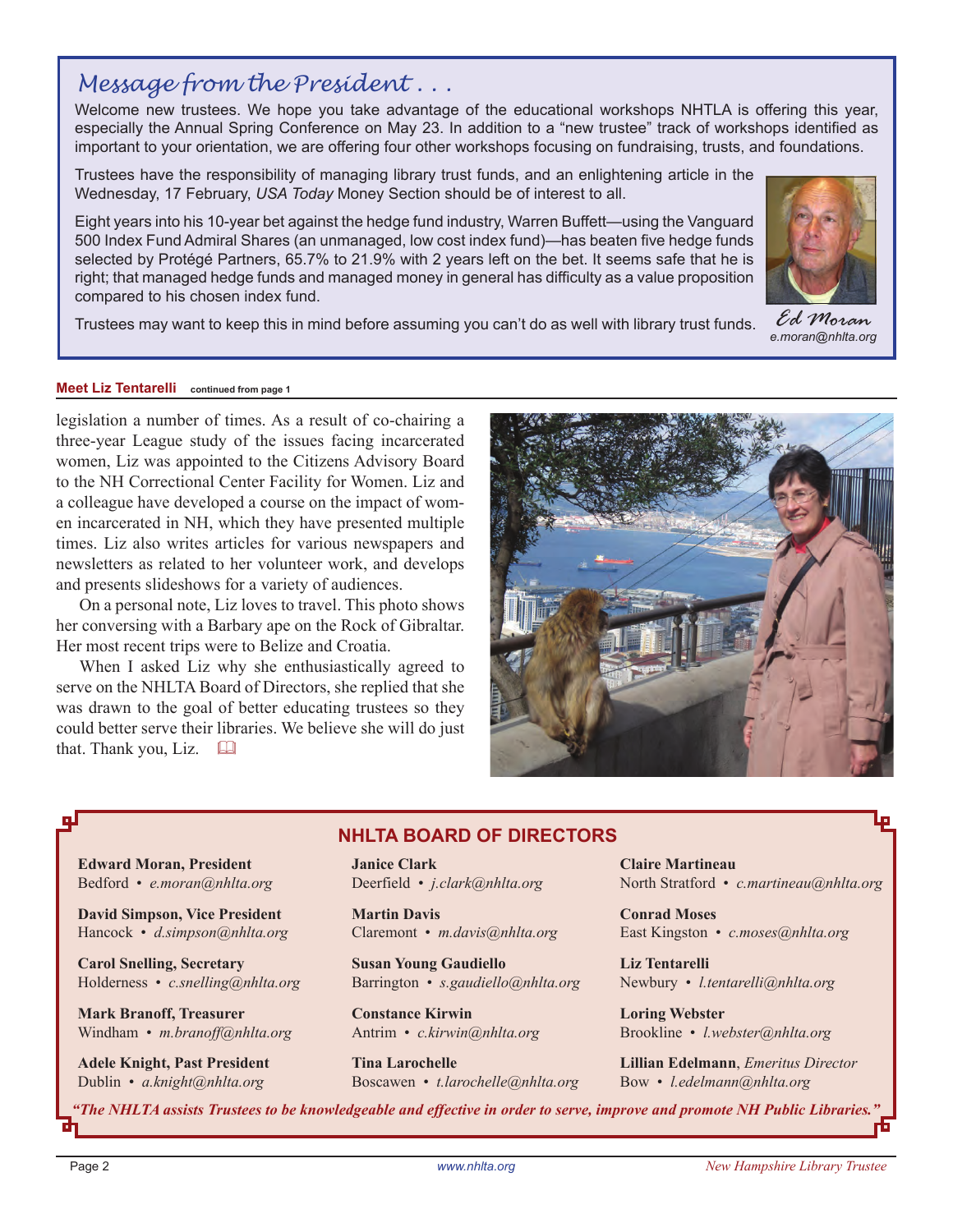## *Message from the President . . .*

Welcome new trustees. We hope you take advantage of the educational workshops NHTLA is offering this year, especially the Annual Spring Conference on May 23. In addition to a "new trustee" track of workshops identified as important to your orientation, we are offering four other workshops focusing on fundraising, trusts, and foundations.

Trustees have the responsibility of managing library trust funds, and an enlightening article in the Wednesday, 17 February, *USA Today* Money Section should be of interest to all.

Eight years into his 10-year bet against the hedge fund industry, Warren Buffett—using the Vanguard 500 Index Fund Admiral Shares (an unmanaged, low cost index fund)—has beaten five hedge funds selected by Protégé Partners, 65.7% to 21.9% with 2 years left on the bet. It seems safe that he is right; that managed hedge funds and managed money in general has difficulty as a value proposition compared to his chosen index fund.

Trustees may want to keep this in mind before assuming you can't do as well with library trust funds.

*Ed Moran*
*e.moran@nhlta.org*

---

**Meet Liz Tentarelli** continued from page 1

legislation a number of times. As a result of co-chairing a three-year League study of the issues facing incarcerated women, Liz was appointed to the Citizens Advisory Board to the NH Correctional Center Facility for Women. Liz and a colleague have developed a course on the impact of women incarcerated in NH, which they have presented multiple times. Liz also writes articles for various newspapers and newsletters as related to her volunteer work, and develops and presents slideshows for a variety of audiences.

On a personal note, Liz loves to travel. This photo shows her conversing with a Barbary ape on the Rock of Gibraltar. Her most recent trips were to Belize and Croatia.

When I asked Liz why she enthusiastically agreed to serve on the NHLTA Board of Directors, she replied that she was drawn to the goal of better educating trustees so they could better serve their libraries. We believe she will do just that. Thank you, Liz.

---

## NHLTA BOARD OF DIRECTORS

**Edward Moran, President**
Bedford • *e.moran@nhlta.org*

**David Simpson, Vice President**
Hancock • *d.simpson@nhlta.org*

**Carol Snelling, Secretary**
Holderness • *c.snelling@nhlta.org*

**Mark Branoff, Treasurer**
Windham • *m.branoff@nhlta.org*

**Adele Knight, Past President**
Dublin • *a.knight@nhlta.org*

**Janice Clark**
Deerfield • *j.clark@nhlta.org*

**Martin Davis**
Claremont • *m.davis@nhlta.org*

**Susan Young Gaudiello**
Barrington • *s.gaudiello@nhlta.org*

**Constance Kirwin**
Antrim • *c.kirwin@nhlta.org*

**Tina Larochelle**
Boscawen • *t.larochelle@nhlta.org*

**Claire Martineau**
North Stratford • *c.martineau@nhlta.org*

**Conrad Moses**
East Kingston • *c.moses@nhlta.org*

**Liz Tentarelli**
Newbury • *l.tentarelli@nhlta.org*

**Loring Webster**
Brookline • *l.webster@nhlta.org*

**Lillian Edelmann**, *Emeritus Director*
Bow • *l.edelmann@nhlta.org*

***"The NHLTA assists Trustees to be knowledgeable and effective in order to serve, improve and promote NH Public Libraries."***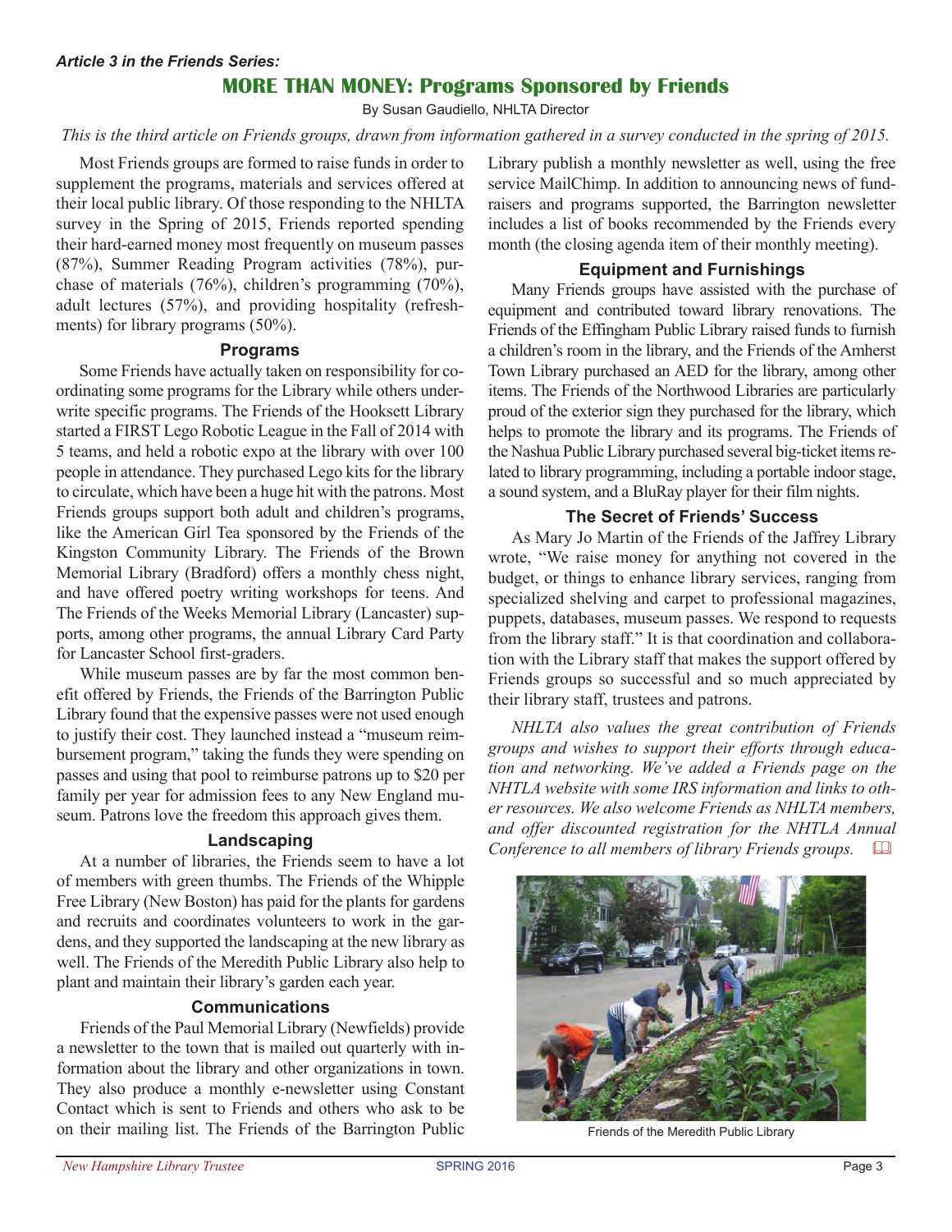*Article 3 in the Friends Series:*

# MORE THAN MONEY: Programs Sponsored by Friends

By Susan Gaudiello, NHLTA Director

*This is the third article on Friends groups, drawn from information gathered in a survey conducted in the spring of 2015.*

Most Friends groups are formed to raise funds in order to supplement the programs, materials and services offered at their local public library. Of those responding to the NHLTA survey in the Spring of 2015, Friends reported spending their hard-earned money most frequently on museum passes (87%), Summer Reading Program activities (78%), purchase of materials (76%), children's programming (70%), adult lectures (57%), and providing hospitality (refreshments) for library programs (50%).

## Programs

Some Friends have actually taken on responsibility for coordinating some programs for the Library while others underwrite specific programs. The Friends of the Hooksett Library started a FIRST Lego Robotic League in the Fall of 2014 with 5 teams, and held a robotic expo at the library with over 100 people in attendance. They purchased Lego kits for the library to circulate, which have been a huge hit with the patrons. Most Friends groups support both adult and children's programs, like the American Girl Tea sponsored by the Friends of the Kingston Community Library. The Friends of the Brown Memorial Library (Bradford) offers a monthly chess night, and have offered poetry writing workshops for teens. And The Friends of the Weeks Memorial Library (Lancaster) supports, among other programs, the annual Library Card Party for Lancaster School first-graders.

While museum passes are by far the most common benefit offered by Friends, the Friends of the Barrington Public Library found that the expensive passes were not used enough to justify their cost. They launched instead a "museum reimbursement program," taking the funds they were spending on passes and using that pool to reimburse patrons up to $20 per family per year for admission fees to any New England museum. Patrons love the freedom this approach gives them.

## Landscaping

At a number of libraries, the Friends seem to have a lot of members with green thumbs. The Friends of the Whipple Free Library (New Boston) has paid for the plants for gardens and recruits and coordinates volunteers to work in the gardens, and they supported the landscaping at the new library as well. The Friends of the Meredith Public Library also help to plant and maintain their library's garden each year.

## Communications

Friends of the Paul Memorial Library (Newfields) provide a newsletter to the town that is mailed out quarterly with information about the library and other organizations in town. They also produce a monthly e-newsletter using Constant Contact which is sent to Friends and others who ask to be on their mailing list. The Friends of the Barrington Public Library publish a monthly newsletter as well, using the free service MailChimp. In addition to announcing news of fundraisers and programs supported, the Barrington newsletter includes a list of books recommended by the Friends every month (the closing agenda item of their monthly meeting).

## Equipment and Furnishings

Many Friends groups have assisted with the purchase of equipment and contributed toward library renovations. The Friends of the Effingham Public Library raised funds to furnish a children's room in the library, and the Friends of the Amherst Town Library purchased an AED for the library, among other items. The Friends of the Northwood Libraries are particularly proud of the exterior sign they purchased for the library, which helps to promote the library and its programs. The Friends of the Nashua Public Library purchased several big-ticket items related to library programming, including a portable indoor stage, a sound system, and a BluRay player for their film nights.

## The Secret of Friends' Success

As Mary Jo Martin of the Friends of the Jaffrey Library wrote, "We raise money for anything not covered in the budget, or things to enhance library services, ranging from specialized shelving and carpet to professional magazines, puppets, databases, museum passes. We respond to requests from the library staff." It is that coordination and collaboration with the Library staff that makes the support offered by Friends groups so successful and so much appreciated by their library staff, trustees and patrons.

*NHLTA also values the great contribution of Friends groups and wishes to support their efforts through education and networking. We've added a Friends page on the NHLTA website with some IRS information and links to other resources. We also welcome Friends as NHLTA members, and offer discounted registration for the NHLTA Annual Conference to all members of library Friends groups.*

Friends of the Meredith Public Library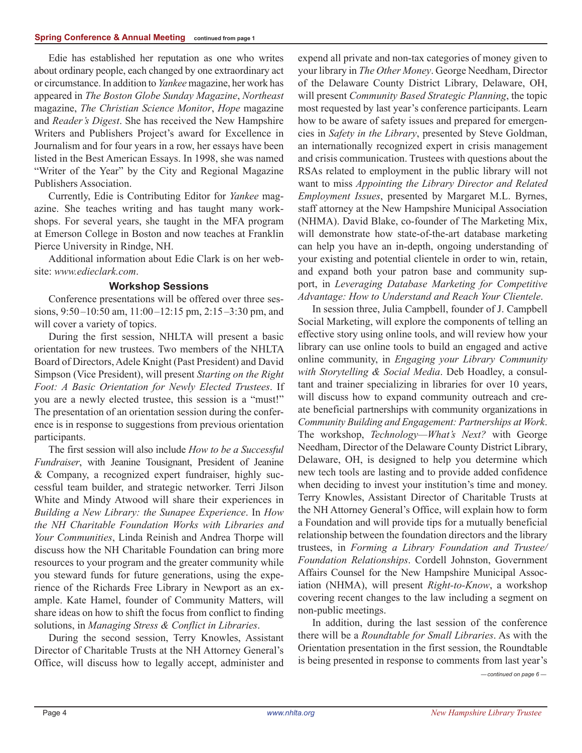Edie has established her reputation as one who writes about ordinary people, each changed by one extraordinary act or circumstance. In addition to *Yankee* magazine, her work has appeared in *The Boston Globe Sunday Magazine*, *Northeast* magazine, *The Christian Science Monitor*, *Hope* magazine and *Reader's Digest*. She has received the New Hampshire Writers and Publishers Project's award for Excellence in Journalism and for four years in a row, her essays have been listed in the Best American Essays. In 1998, she was named "Writer of the Year" by the City and Regional Magazine Publishers Association.

Currently, Edie is Contributing Editor for *Yankee* magazine. She teaches writing and has taught many workshops. For several years, she taught in the MFA program at Emerson College in Boston and now teaches at Franklin Pierce University in Rindge, NH.

Additional information about Edie Clark is on her website: *www.edieclark.com*.

### Workshop Sessions

Conference presentations will be offered over three sessions, 9:50–10:50 am, 11:00–12:15 pm, 2:15–3:30 pm, and will cover a variety of topics.

During the first session, NHLTA will present a basic orientation for new trustees. Two members of the NHLTA Board of Directors, Adele Knight (Past President) and David Simpson (Vice President), will present *Starting on the Right Foot: A Basic Orientation for Newly Elected Trustees*. If you are a newly elected trustee, this session is a "must!" The presentation of an orientation session during the conference is in response to suggestions from previous orientation participants.

The first session will also include *How to be a Successful Fundraiser*, with Jeanine Tousignant, President of Jeanine & Company, a recognized expert fundraiser, highly successful team builder, and strategic networker. Terri Jilson White and Mindy Atwood will share their experiences in *Building a New Library: the Sunapee Experience*. In *How the NH Charitable Foundation Works with Libraries and Your Communities*, Linda Reinish and Andrea Thorpe will discuss how the NH Charitable Foundation can bring more resources to your program and the greater community while you steward funds for future generations, using the experience of the Richards Free Library in Newport as an example. Kate Hamel, founder of Community Matters, will share ideas on how to shift the focus from conflict to finding solutions, in *Managing Stress & Conflict in Libraries*.

During the second session, Terry Knowles, Assistant Director of Charitable Trusts at the NH Attorney General's Office, will discuss how to legally accept, administer and expend all private and non-tax categories of money given to your library in *The Other Money*. George Needham, Director of the Delaware County District Library, Delaware, OH, will present *Community Based Strategic Planning*, the topic most requested by last year's conference participants. Learn how to be aware of safety issues and prepared for emergencies in *Safety in the Library*, presented by Steve Goldman, an internationally recognized expert in crisis management and crisis communication. Trustees with questions about the RSAs related to employment in the public library will not want to miss *Appointing the Library Director and Related Employment Issues*, presented by Margaret M.L. Byrnes, staff attorney at the New Hampshire Municipal Association (NHMA). David Blake, co-founder of The Marketing Mix, will demonstrate how state-of-the-art database marketing can help you have an in-depth, ongoing understanding of your existing and potential clientele in order to win, retain, and expand both your patron base and community support, in *Leveraging Database Marketing for Competitive Advantage: How to Understand and Reach Your Clientele*.

In session three, Julia Campbell, founder of J. Campbell Social Marketing, will explore the components of telling an effective story using online tools, and will review how your library can use online tools to build an engaged and active online community, in *Engaging your Library Community with Storytelling & Social Media*. Deb Hoadley, a consultant and trainer specializing in libraries for over 10 years, will discuss how to expand community outreach and create beneficial partnerships with community organizations in *Community Building and Engagement: Partnerships at Work*. The workshop, *Technology—What's Next?* with George Needham, Director of the Delaware County District Library, Delaware, OH, is designed to help you determine which new tech tools are lasting and to provide added confidence when deciding to invest your institution's time and money. Terry Knowles, Assistant Director of Charitable Trusts at the NH Attorney General's Office, will explain how to form a Foundation and will provide tips for a mutually beneficial relationship between the foundation directors and the library trustees, in *Forming a Library Foundation and Trustee/Foundation Relationships*. Cordell Johnston, Government Affairs Counsel for the New Hampshire Municipal Association (NHMA), will present *Right-to-Know*, a workshop covering recent changes to the law including a segment on non-public meetings.

In addition, during the last session of the conference there will be a *Roundtable for Small Libraries*. As with the Orientation presentation in the first session, the Roundtable is being presented in response to comments from last year's

*—continued on page 6—*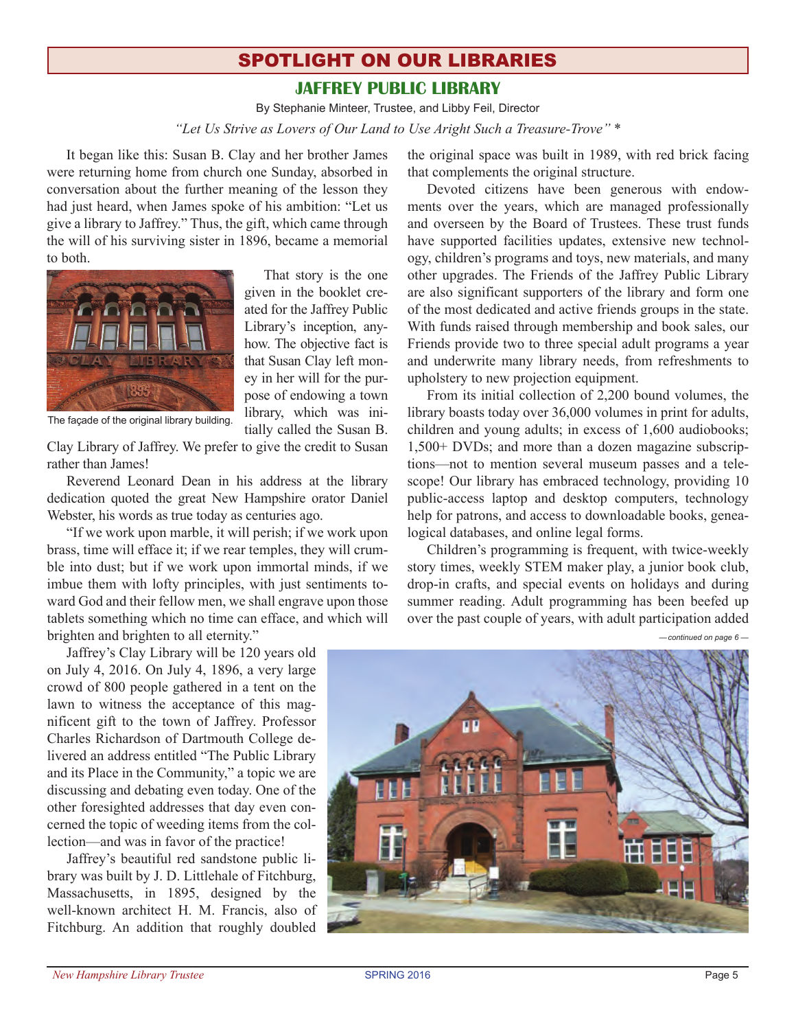## SPOTLIGHT ON OUR LIBRARIES

### JAFFREY PUBLIC LIBRARY

By Stephanie Minteer, Trustee, and Libby Feil, Director

*"Let Us Strive as Lovers of Our Land to Use Aright Such a Treasure-Trove" **

It began like this: Susan B. Clay and her brother James were returning home from church one Sunday, absorbed in conversation about the further meaning of the lesson they had just heard, when James spoke of his ambition: "Let us give a library to Jaffrey." Thus, the gift, which came through the will of his surviving sister in 1896, became a memorial to both.

The façade of the original library building.

That story is the one given in the booklet created for the Jaffrey Public Library's inception, anyhow. The objective fact is that Susan Clay left money in her will for the purpose of endowing a town library, which was initially called the Susan B. Clay Library of Jaffrey. We prefer to give the credit to Susan rather than James!

Reverend Leonard Dean in his address at the library dedication quoted the great New Hampshire orator Daniel Webster, his words as true today as centuries ago.

"If we work upon marble, it will perish; if we work upon brass, time will efface it; if we rear temples, they will crumble into dust; but if we work upon immortal minds, if we imbue them with lofty principles, with just sentiments toward God and their fellow men, we shall engrave upon those tablets something which no time can efface, and which will brighten and brighten to all eternity."

Jaffrey's Clay Library will be 120 years old on July 4, 2016. On July 4, 1896, a very large crowd of 800 people gathered in a tent on the lawn to witness the acceptance of this magnificent gift to the town of Jaffrey. Professor Charles Richardson of Dartmouth College delivered an address entitled "The Public Library and its Place in the Community," a topic we are discussing and debating even today. One of the other foresighted addresses that day even concerned the topic of weeding items from the collection—and was in favor of the practice!

Jaffrey's beautiful red sandstone public library was built by J. D. Littlehale of Fitchburg, Massachusetts, in 1895, designed by the well-known architect H. M. Francis, also of Fitchburg. An addition that roughly doubled the original space was built in 1989, with red brick facing that complements the original structure.

Devoted citizens have been generous with endowments over the years, which are managed professionally and overseen by the Board of Trustees. These trust funds have supported facilities updates, extensive new technology, children's programs and toys, new materials, and many other upgrades. The Friends of the Jaffrey Public Library are also significant supporters of the library and form one of the most dedicated and active friends groups in the state. With funds raised through membership and book sales, our Friends provide two to three special adult programs a year and underwrite many library needs, from refreshments to upholstery to new projection equipment.

From its initial collection of 2,200 bound volumes, the library boasts today over 36,000 volumes in print for adults, children and young adults; in excess of 1,600 audiobooks; 1,500+ DVDs; and more than a dozen magazine subscriptions—not to mention several museum passes and a telescope! Our library has embraced technology, providing 10 public-access laptop and desktop computers, technology help for patrons, and access to downloadable books, genealogical databases, and online legal forms.

Children's programming is frequent, with twice-weekly story times, weekly STEM maker play, a junior book club, drop-in crafts, and special events on holidays and during summer reading. Adult programming has been beefed up over the past couple of years, with adult participation added

*— continued on page 6 —*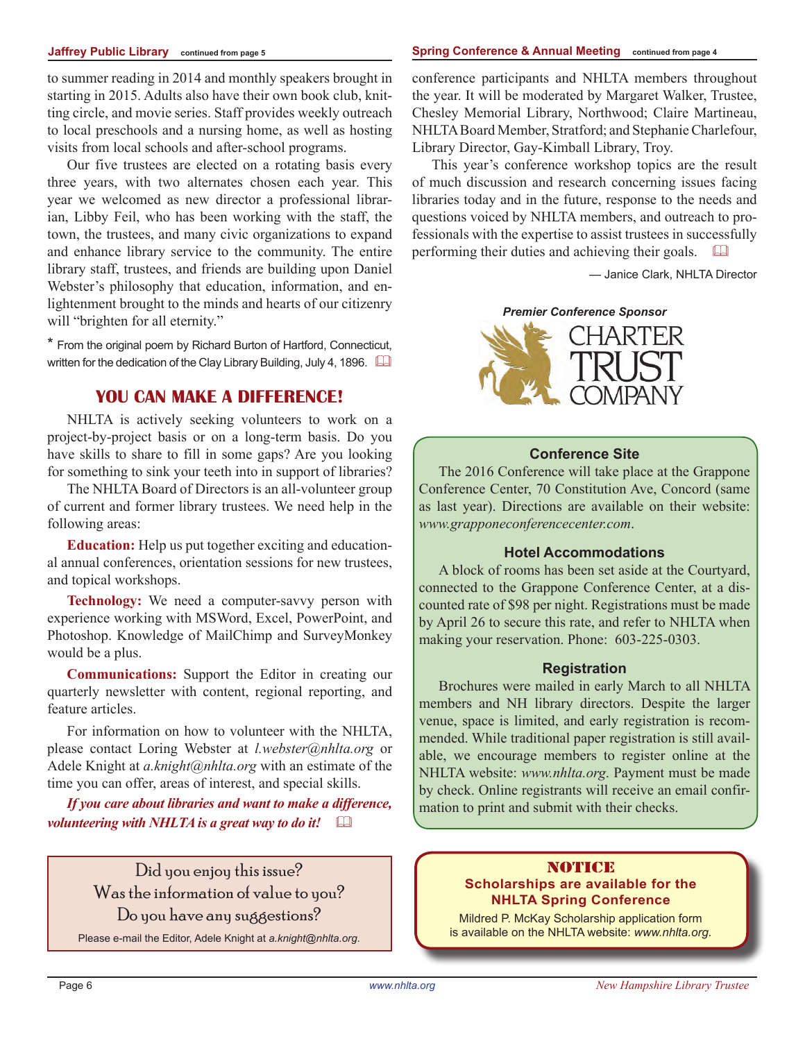**Jaffrey Public Library** continued from page 5

to summer reading in 2014 and monthly speakers brought in starting in 2015. Adults also have their own book club, knitting circle, and movie series. Staff provides weekly outreach to local preschools and a nursing home, as well as hosting visits from local schools and after-school programs.

Our five trustees are elected on a rotating basis every three years, with two alternates chosen each year. This year we welcomed as new director a professional librarian, Libby Feil, who has been working with the staff, the town, the trustees, and many civic organizations to expand and enhance library service to the community. The entire library staff, trustees, and friends are building upon Daniel Webster's philosophy that education, information, and enlightenment brought to the minds and hearts of our citizenry will "brighten for all eternity."

\* From the original poem by Richard Burton of Hartford, Connecticut, written for the dedication of the Clay Library Building, July 4, 1896.

## YOU CAN MAKE A DIFFERENCE!

NHLTA is actively seeking volunteers to work on a project-by-project basis or on a long-term basis. Do you have skills to share to fill in some gaps? Are you looking for something to sink your teeth into in support of libraries?

The NHLTA Board of Directors is an all-volunteer group of current and former library trustees. We need help in the following areas:

**Education:** Help us put together exciting and educational annual conferences, orientation sessions for new trustees, and topical workshops.

**Technology:** We need a computer-savvy person with experience working with MSWord, Excel, PowerPoint, and Photoshop. Knowledge of MailChimp and SurveyMonkey would be a plus.

**Communications:** Support the Editor in creating our quarterly newsletter with content, regional reporting, and feature articles.

For information on how to volunteer with the NHLTA, please contact Loring Webster at *l.webster@nhlta.org* or Adele Knight at *a.knight@nhlta.org* with an estimate of the time you can offer, areas of interest, and special skills.

***If you care about libraries and want to make a difference, volunteering with NHLTA is a great way to do it!***

Did you enjoy this issue?
Was the information of value to you?
Do you have any suggestions?

Please e-mail the Editor, Adele Knight at *a.knight@nhlta.org*.

**Spring Conference & Annual Meeting** continued from page 4

conference participants and NHLTA members throughout the year. It will be moderated by Margaret Walker, Trustee, Chesley Memorial Library, Northwood; Claire Martineau, NHLTA Board Member, Stratford; and Stephanie Charlefour, Library Director, Gay-Kimball Library, Troy.

This year's conference workshop topics are the result of much discussion and research concerning issues facing libraries today and in the future, response to the needs and questions voiced by NHLTA members, and outreach to professionals with the expertise to assist trustees in successfully performing their duties and achieving their goals.

— Janice Clark, NHLTA Director

***Premier Conference Sponsor***

CHARTER TRUST COMPANY

### Conference Site

The 2016 Conference will take place at the Grappone Conference Center, 70 Constitution Ave, Concord (same as last year). Directions are available on their website: *www.grapponeconferencecenter.com*.

### Hotel Accommodations

A block of rooms has been set aside at the Courtyard, connected to the Grappone Conference Center, at a discounted rate of $98 per night. Registrations must be made by April 26 to secure this rate, and refer to NHLTA when making your reservation. Phone: 603-225-0303.

### Registration

Brochures were mailed in early March to all NHLTA members and NH library directors. Despite the larger venue, space is limited, and early registration is recommended. While traditional paper registration is still available, we encourage members to register online at the NHLTA website: *www.nhlta.org*. Payment must be made by check. Online registrants will receive an email confirmation to print and submit with their checks.

### NOTICE

**Scholarships are available for the NHLTA Spring Conference**

Mildred P. McKay Scholarship application form is available on the NHLTA website: *www.nhlta.org*.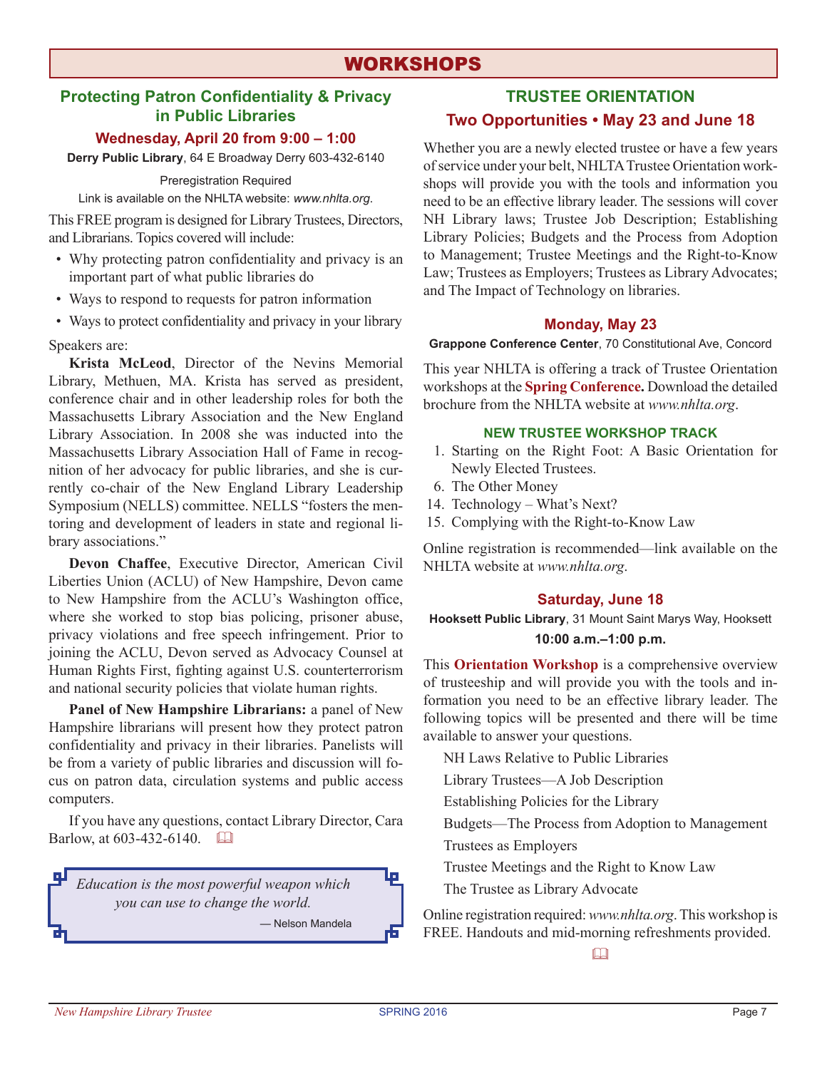# WORKSHOPS

## Protecting Patron Confidentiality & Privacy in Public Libraries

### Wednesday, April 20 from 9:00 – 1:00

**Derry Public Library**, 64 E Broadway Derry 603-432-6140

Preregistration Required

Link is available on the NHLTA website: *www.nhlta.org*.

This FREE program is designed for Library Trustees, Directors, and Librarians. Topics covered will include:

- Why protecting patron confidentiality and privacy is an important part of what public libraries do
- Ways to respond to requests for patron information
- Ways to protect confidentiality and privacy in your library

Speakers are:

**Krista McLeod**, Director of the Nevins Memorial Library, Methuen, MA. Krista has served as president, conference chair and in other leadership roles for both the Massachusetts Library Association and the New England Library Association. In 2008 she was inducted into the Massachusetts Library Association Hall of Fame in recognition of her advocacy for public libraries, and she is currently co-chair of the New England Library Leadership Symposium (NELLS) committee. NELLS "fosters the mentoring and development of leaders in state and regional library associations."

**Devon Chaffee**, Executive Director, American Civil Liberties Union (ACLU) of New Hampshire, Devon came to New Hampshire from the ACLU's Washington office, where she worked to stop bias policing, prisoner abuse, privacy violations and free speech infringement. Prior to joining the ACLU, Devon served as Advocacy Counsel at Human Rights First, fighting against U.S. counterterrorism and national security policies that violate human rights.

**Panel of New Hampshire Librarians:** a panel of New Hampshire librarians will present how they protect patron confidentiality and privacy in their libraries. Panelists will be from a variety of public libraries and discussion will focus on patron data, circulation systems and public access computers.

If you have any questions, contact Library Director, Cara Barlow, at 603-432-6140.

> *Education is the most powerful weapon which you can use to change the world.*
>
> — Nelson Mandela

## TRUSTEE ORIENTATION

### Two Opportunities • May 23 and June 18

Whether you are a newly elected trustee or have a few years of service under your belt, NHLTA Trustee Orientation workshops will provide you with the tools and information you need to be an effective library leader. The sessions will cover NH Library laws; Trustee Job Description; Establishing Library Policies; Budgets and the Process from Adoption to Management; Trustee Meetings and the Right-to-Know Law; Trustees as Employers; Trustees as Library Advocates; and The Impact of Technology on libraries.

### Monday, May 23

**Grappone Conference Center**, 70 Constitutional Ave, Concord

This year NHLTA is offering a track of Trustee Orientation workshops at the **Spring Conference.** Download the detailed brochure from the NHLTA website at *www.nhlta.org*.

#### NEW TRUSTEE WORKSHOP TRACK

1. Starting on the Right Foot: A Basic Orientation for Newly Elected Trustees.
6. The Other Money
14. Technology – What's Next?
15. Complying with the Right-to-Know Law

Online registration is recommended—link available on the NHLTA website at *www.nhlta.org*.

### Saturday, June 18

**Hooksett Public Library**, 31 Mount Saint Marys Way, Hooksett

**10:00 a.m.–1:00 p.m.**

This **Orientation Workshop** is a comprehensive overview of trusteeship and will provide you with the tools and information you need to be an effective library leader. The following topics will be presented and there will be time available to answer your questions.

NH Laws Relative to Public Libraries

Library Trustees—A Job Description

Establishing Policies for the Library

Budgets—The Process from Adoption to Management

Trustees as Employers

Trustee Meetings and the Right to Know Law

The Trustee as Library Advocate

Online registration required: *www.nhlta.org*. This workshop is FREE. Handouts and mid-morning refreshments provided.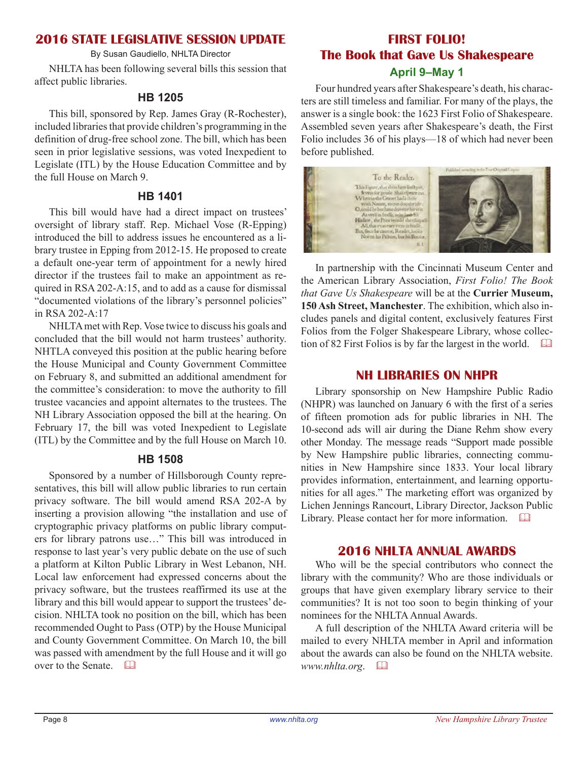## 2016 STATE LEGISLATIVE SESSION UPDATE

By Susan Gaudiello, NHLTA Director

NHLTA has been following several bills this session that affect public libraries.

### HB 1205

This bill, sponsored by Rep. James Gray (R-Rochester), included libraries that provide children's programming in the definition of drug-free school zone. The bill, which has been seen in prior legislative sessions, was voted Inexpedient to Legislate (ITL) by the House Education Committee and by the full House on March 9.

### HB 1401

This bill would have had a direct impact on trustees' oversight of library staff. Rep. Michael Vose (R-Epping) introduced the bill to address issues he encountered as a library trustee in Epping from 2012-15. He proposed to create a default one-year term of appointment for a newly hired director if the trustees fail to make an appointment as required in RSA 202-A:15, and to add as a cause for dismissal "documented violations of the library's personnel policies" in RSA 202-A:17

NHLTA met with Rep. Vose twice to discuss his goals and concluded that the bill would not harm trustees' authority. NHTLA conveyed this position at the public hearing before the House Municipal and County Government Committee on February 8, and submitted an additional amendment for the committee's consideration: to move the authority to fill trustee vacancies and appoint alternates to the trustees. The NH Library Association opposed the bill at the hearing. On February 17, the bill was voted Inexpedient to Legislate (ITL) by the Committee and by the full House on March 10.

### HB 1508

Sponsored by a number of Hillsborough County representatives, this bill will allow public libraries to run certain privacy software. The bill would amend RSA 202-A by inserting a provision allowing "the installation and use of cryptographic privacy platforms on public library computers for library patrons use…" This bill was introduced in response to last year's very public debate on the use of such a platform at Kilton Public Library in West Lebanon, NH. Local law enforcement had expressed concerns about the privacy software, but the trustees reaffirmed its use at the library and this bill would appear to support the trustees' decision. NHLTA took no position on the bill, which has been recommended Ought to Pass (OTP) by the House Municipal and County Government Committee. On March 10, the bill was passed with amendment by the full House and it will go over to the Senate.

## FIRST FOLIO! The Book that Gave Us Shakespeare

### April 9–May 1

Four hundred years after Shakespeare's death, his characters are still timeless and familiar. For many of the plays, the answer is a single book: the 1623 First Folio of Shakespeare. Assembled seven years after Shakespeare's death, the First Folio includes 36 of his plays—18 of which had never been before published.

In partnership with the Cincinnati Museum Center and the American Library Association, *First Folio! The Book that Gave Us Shakespeare* will be at the **Currier Museum, 150 Ash Street, Manchester**. The exhibition, which also includes panels and digital content, exclusively features First Folios from the Folger Shakespeare Library, whose collection of 82 First Folios is by far the largest in the world.

## NH LIBRARIES ON NHPR

Library sponsorship on New Hampshire Public Radio (NHPR) was launched on January 6 with the first of a series of fifteen promotion ads for public libraries in NH. The 10-second ads will air during the Diane Rehm show every other Monday. The message reads "Support made possible by New Hampshire public libraries, connecting communities in New Hampshire since 1833. Your local library provides information, entertainment, and learning opportunities for all ages." The marketing effort was organized by Lichen Jennings Rancourt, Library Director, Jackson Public Library. Please contact her for more information.

## 2016 NHLTA ANNUAL AWARDS

Who will be the special contributors who connect the library with the community? Who are those individuals or groups that have given exemplary library service to their communities? It is not too soon to begin thinking of your nominees for the NHLTA Annual Awards.

A full description of the NHLTA Award criteria will be mailed to every NHLTA member in April and information about the awards can also be found on the NHLTA website. *www.nhlta.org*.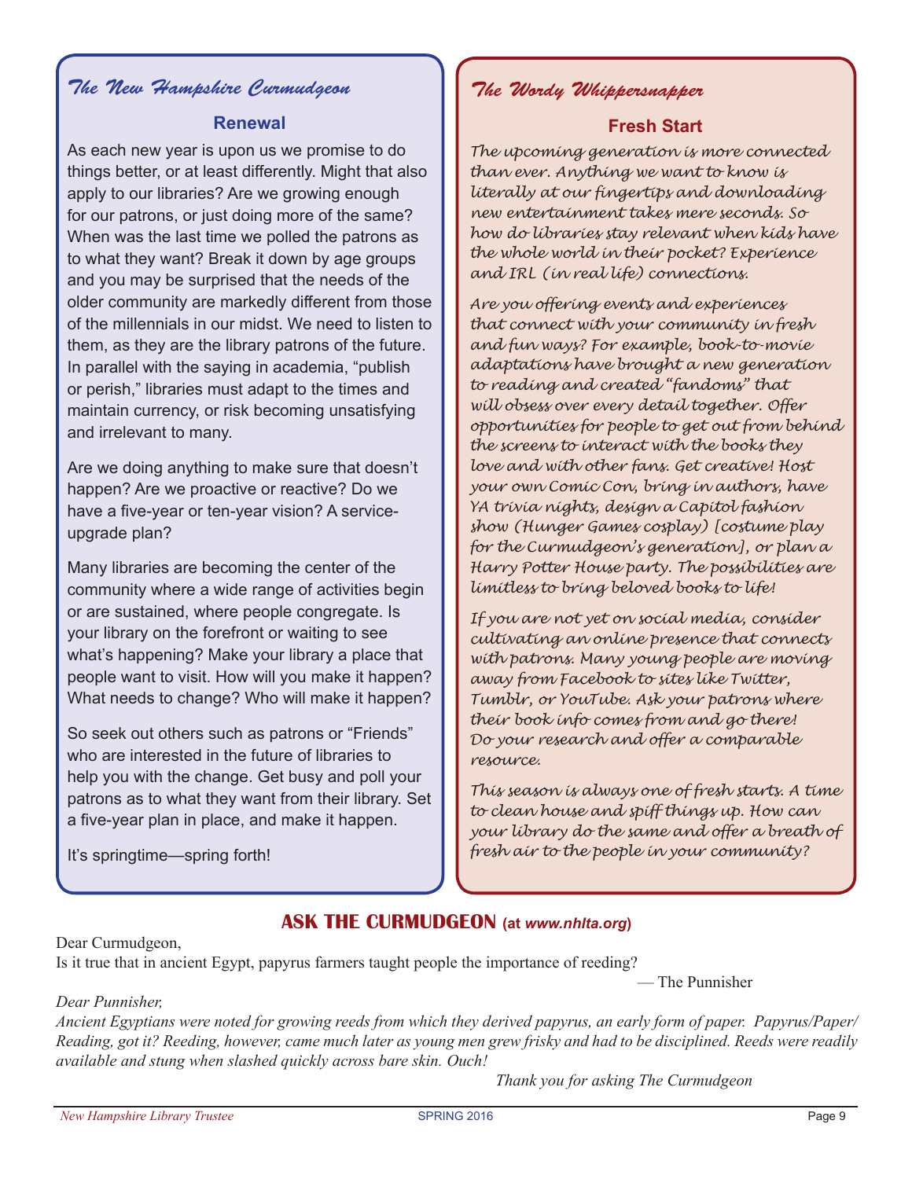## *The New Hampshire Curmudgeon*

### Renewal

As each new year is upon us we promise to do things better, or at least differently. Might that also apply to our libraries? Are we growing enough for our patrons, or just doing more of the same? When was the last time we polled the patrons as to what they want? Break it down by age groups and you may be surprised that the needs of the older community are markedly different from those of the millennials in our midst. We need to listen to them, as they are the library patrons of the future. In parallel with the saying in academia, "publish or perish," libraries must adapt to the times and maintain currency, or risk becoming unsatisfying and irrelevant to many.

Are we doing anything to make sure that doesn't happen? Are we proactive or reactive? Do we have a five-year or ten-year vision? A service-upgrade plan?

Many libraries are becoming the center of the community where a wide range of activities begin or are sustained, where people congregate. Is your library on the forefront or waiting to see what's happening? Make your library a place that people want to visit. How will you make it happen? What needs to change? Who will make it happen?

So seek out others such as patrons or "Friends" who are interested in the future of libraries to help you with the change. Get busy and poll your patrons as to what they want from their library. Set a five-year plan in place, and make it happen.

It's springtime—spring forth!

## *The Wordy Whippersnapper*

### Fresh Start

*The upcoming generation is more connected than ever. Anything we want to know is literally at our fingertips and downloading new entertainment takes mere seconds. So how do libraries stay relevant when kids have the whole world in their pocket? Experience and IRL (in real life) connections.*

*Are you offering events and experiences that connect with your community in fresh and fun ways? For example, book-to-movie adaptations have brought a new generation to reading and created "fandoms" that will obsess over every detail together. Offer opportunities for people to get out from behind the screens to interact with the books they love and with other fans. Get creative! Host your own Comic Con, bring in authors, have YA trivia nights, design a Capitol fashion show (Hunger Games cosplay) [costume play for the Curmudgeon's generation], or plan a Harry Potter House party. The possibilities are limitless to bring beloved books to life!*

*If you are not yet on social media, consider cultivating an online presence that connects with patrons. Many young people are moving away from Facebook to sites like Twitter, Tumblr, or YouTube. Ask your patrons where their book info comes from and go there! Do your research and offer a comparable resource.*

*This season is always one of fresh starts. A time to clean house and spiff things up. How can your library do the same and offer a breath of fresh air to the people in your community?*

## ASK THE CURMUDGEON (at *www.nhlta.org*)

Dear Curmudgeon,
Is it true that in ancient Egypt, papyrus farmers taught people the importance of reeding?

— The Punnisher

*Dear Punnisher,*
*Ancient Egyptians were noted for growing reeds from which they derived papyrus, an early form of paper. Papyrus/Paper/Reading, got it? Reeding, however, came much later as young men grew frisky and had to be disciplined. Reeds were readily available and stung when slashed quickly across bare skin. Ouch!*

*Thank you for asking The Curmudgeon*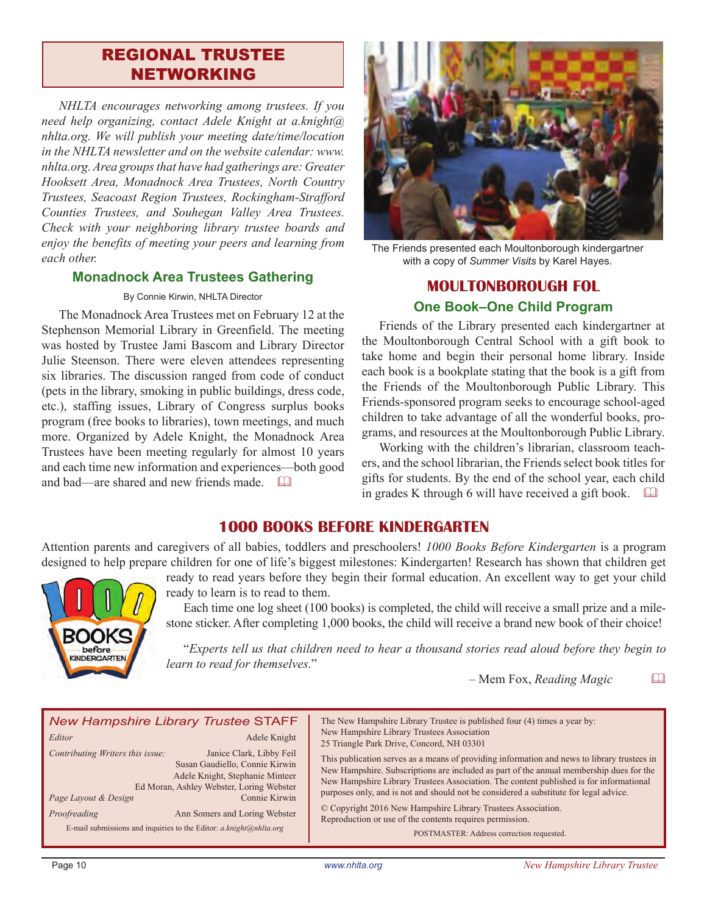## REGIONAL TRUSTEE NETWORKING

*NHLTA encourages networking among trustees. If you need help organizing, contact Adele Knight at a.knight@nhlta.org. We will publish your meeting date/time/location in the NHLTA newsletter and on the website calendar: www.nhlta.org. Area groups that have had gatherings are: Greater Hooksett Area, Monadnock Area Trustees, North Country Trustees, Seacoast Region Trustees, Rockingham-Strafford Counties Trustees, and Souhegan Valley Area Trustees. Check with your neighboring library trustee boards and enjoy the benefits of meeting your peers and learning from each other.*

### Monadnock Area Trustees Gathering

By Connie Kirwin, NHLTA Director

The Monadnock Area Trustees met on February 12 at the Stephenson Memorial Library in Greenfield. The meeting was hosted by Trustee Jami Bascom and Library Director Julie Steenson. There were eleven attendees representing six libraries. The discussion ranged from code of conduct (pets in the library, smoking in public buildings, dress code, etc.), staffing issues, Library of Congress surplus books program (free books to libraries), town meetings, and much more. Organized by Adele Knight, the Monadnock Area Trustees have been meeting regularly for almost 10 years and each time new information and experiences—both good and bad—are shared and new friends made.

The Friends presented each Moultonborough kindergartner with a copy of *Summer Visits* by Karel Hayes.

## MOULTONBOROUGH FOL

### One Book–One Child Program

Friends of the Library presented each kindergartner at the Moultonborough Central School with a gift book to take home and begin their personal home library. Inside each book is a bookplate stating that the book is a gift from the Friends of the Moultonborough Public Library. This Friends-sponsored program seeks to encourage school-aged children to take advantage of all the wonderful books, programs, and resources at the Moultonborough Public Library.

Working with the children's librarian, classroom teachers, and the school librarian, the Friends select book titles for gifts for students. By the end of the school year, each child in grades K through 6 will have received a gift book.

## 1000 BOOKS BEFORE KINDERGARTEN

Attention parents and caregivers of all babies, toddlers and preschoolers! *1000 Books Before Kindergarten* is a program designed to help prepare children for one of life's biggest milestones: Kindergarten! Research has shown that children get ready to read years before they begin their formal education. An excellent way to get your child ready to learn is to read to them.

Each time one log sheet (100 books) is completed, the child will receive a small prize and a milestone sticker. After completing 1,000 books, the child will receive a brand new book of their choice!

"*Experts tell us that children need to hear a thousand stories read aloud before they begin to learn to read for themselves*."

– Mem Fox, *Reading Magic*

---

### *New Hampshire Library Trustee* STAFF

*Editor*: Adele Knight

*Contributing Writers this issue:* Janice Clark, Libby Feil, Susan Gaudiello, Connie Kirwin, Adele Knight, Stephanie Minteer, Ed Moran, Ashley Webster, Loring Webster

*Page Layout & Design*: Connie Kirwin

*Proofreading*: Ann Somers and Loring Webster

E-mail submissions and inquiries to the Editor: *a.knight@nhlta.org*

The New Hampshire Library Trustee is published four (4) times a year by:
New Hampshire Library Trustees Association
25 Triangle Park Drive, Concord, NH 03301

This publication serves as a means of providing information and news to library trustees in New Hampshire. Subscriptions are included as part of the annual membership dues for the New Hampshire Library Trustees Association. The content published is for informational purposes only, and is not and should not be considered a substitute for legal advice.

© Copyright 2016 New Hampshire Library Trustees Association.
Reproduction or use of the contents requires permission.

POSTMASTER: Address correction requested.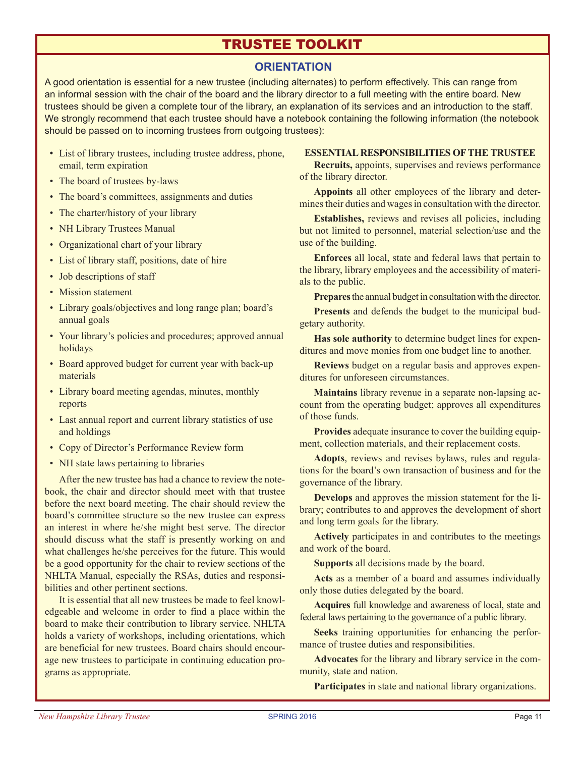# TRUSTEE TOOLKIT

## ORIENTATION

A good orientation is essential for a new trustee (including alternates) to perform effectively. This can range from an informal session with the chair of the board and the library director to a full meeting with the entire board. New trustees should be given a complete tour of the library, an explanation of its services and an introduction to the staff. We strongly recommend that each trustee should have a notebook containing the following information (the notebook should be passed on to incoming trustees from outgoing trustees):

- List of library trustees, including trustee address, phone, email, term expiration
- The board of trustees by-laws
- The board's committees, assignments and duties
- The charter/history of your library
- NH Library Trustees Manual
- Organizational chart of your library
- List of library staff, positions, date of hire
- Job descriptions of staff
- Mission statement
- Library goals/objectives and long range plan; board's annual goals
- Your library's policies and procedures; approved annual holidays
- Board approved budget for current year with back-up materials
- Library board meeting agendas, minutes, monthly reports
- Last annual report and current library statistics of use and holdings
- Copy of Director's Performance Review form
- NH state laws pertaining to libraries

After the new trustee has had a chance to review the notebook, the chair and director should meet with that trustee before the next board meeting. The chair should review the board's committee structure so the new trustee can express an interest in where he/she might best serve. The director should discuss what the staff is presently working on and what challenges he/she perceives for the future. This would be a good opportunity for the chair to review sections of the NHLTA Manual, especially the RSAs, duties and responsibilities and other pertinent sections.

It is essential that all new trustees be made to feel knowledgeable and welcome in order to find a place within the board to make their contribution to library service. NHLTA holds a variety of workshops, including orientations, which are beneficial for new trustees. Board chairs should encourage new trustees to participate in continuing education programs as appropriate.

### ESSENTIAL RESPONSIBILITIES OF THE TRUSTEE

**Recruits,** appoints, supervises and reviews performance of the library director.

**Appoints** all other employees of the library and determines their duties and wages in consultation with the director.

**Establishes,** reviews and revises all policies, including but not limited to personnel, material selection/use and the use of the building.

**Enforces** all local, state and federal laws that pertain to the library, library employees and the accessibility of materials to the public.

**Prepares** the annual budget in consultation with the director.

**Presents** and defends the budget to the municipal budgetary authority.

**Has sole authority** to determine budget lines for expenditures and move monies from one budget line to another.

**Reviews** budget on a regular basis and approves expenditures for unforeseen circumstances.

**Maintains** library revenue in a separate non-lapsing account from the operating budget; approves all expenditures of those funds.

**Provides** adequate insurance to cover the building equipment, collection materials, and their replacement costs.

**Adopts**, reviews and revises bylaws, rules and regulations for the board's own transaction of business and for the governance of the library.

**Develops** and approves the mission statement for the library; contributes to and approves the development of short and long term goals for the library.

**Actively** participates in and contributes to the meetings and work of the board.

**Supports** all decisions made by the board.

**Acts** as a member of a board and assumes individually only those duties delegated by the board.

**Acquires** full knowledge and awareness of local, state and federal laws pertaining to the governance of a public library.

**Seeks** training opportunities for enhancing the performance of trustee duties and responsibilities.

**Advocates** for the library and library service in the community, state and nation.

**Participates** in state and national library organizations.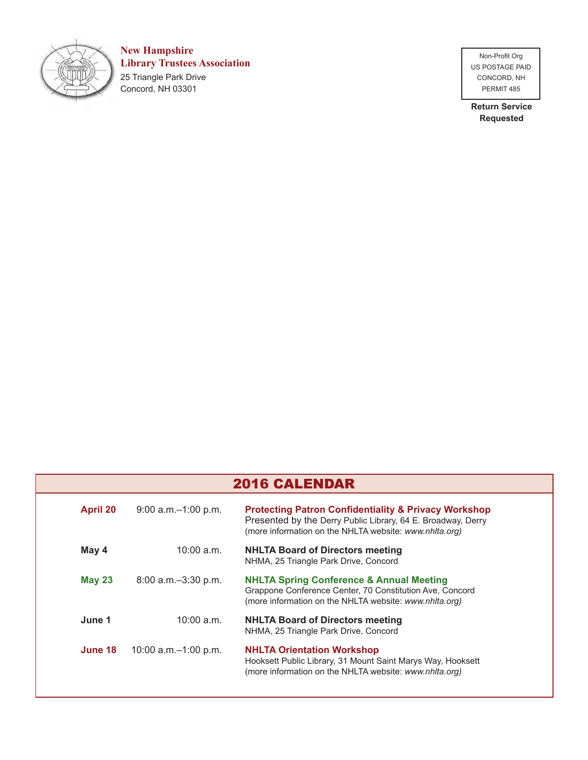**New Hampshire Library Trustees Association**
25 Triangle Park Drive
Concord, NH 03301

Non-Profit Org
US POSTAGE PAID
CONCORD, NH
PERMIT 485

**Return Service Requested**

## 2016 CALENDAR

| | | |
|---|---|---|
| **April 20** | 9:00 a.m.–1:00 p.m. | **Protecting Patron Confidentiality & Privacy Workshop** Presented by the Derry Public Library, 64 E. Broadway, Derry (more information on the NHLTA website: *www.nhlta.org)* |
| **May 4** | 10:00 a.m. | **NHLTA Board of Directors meeting** NHMA, 25 Triangle Park Drive, Concord |
| **May 23** | 8:00 a.m.–3:30 p.m. | **NHLTA Spring Conference & Annual Meeting** Grappone Conference Center, 70 Constitution Ave, Concord (more information on the NHLTA website: *www.nhlta.org)* |
| **June 1** | 10:00 a.m. | **NHLTA Board of Directors meeting** NHMA, 25 Triangle Park Drive, Concord |
| **June 18** | 10:00 a.m.–1:00 p.m. | **NHLTA Orientation Workshop** Hooksett Public Library, 31 Mount Saint Marys Way, Hooksett (more information on the NHLTA website: *www.nhlta.org)* |